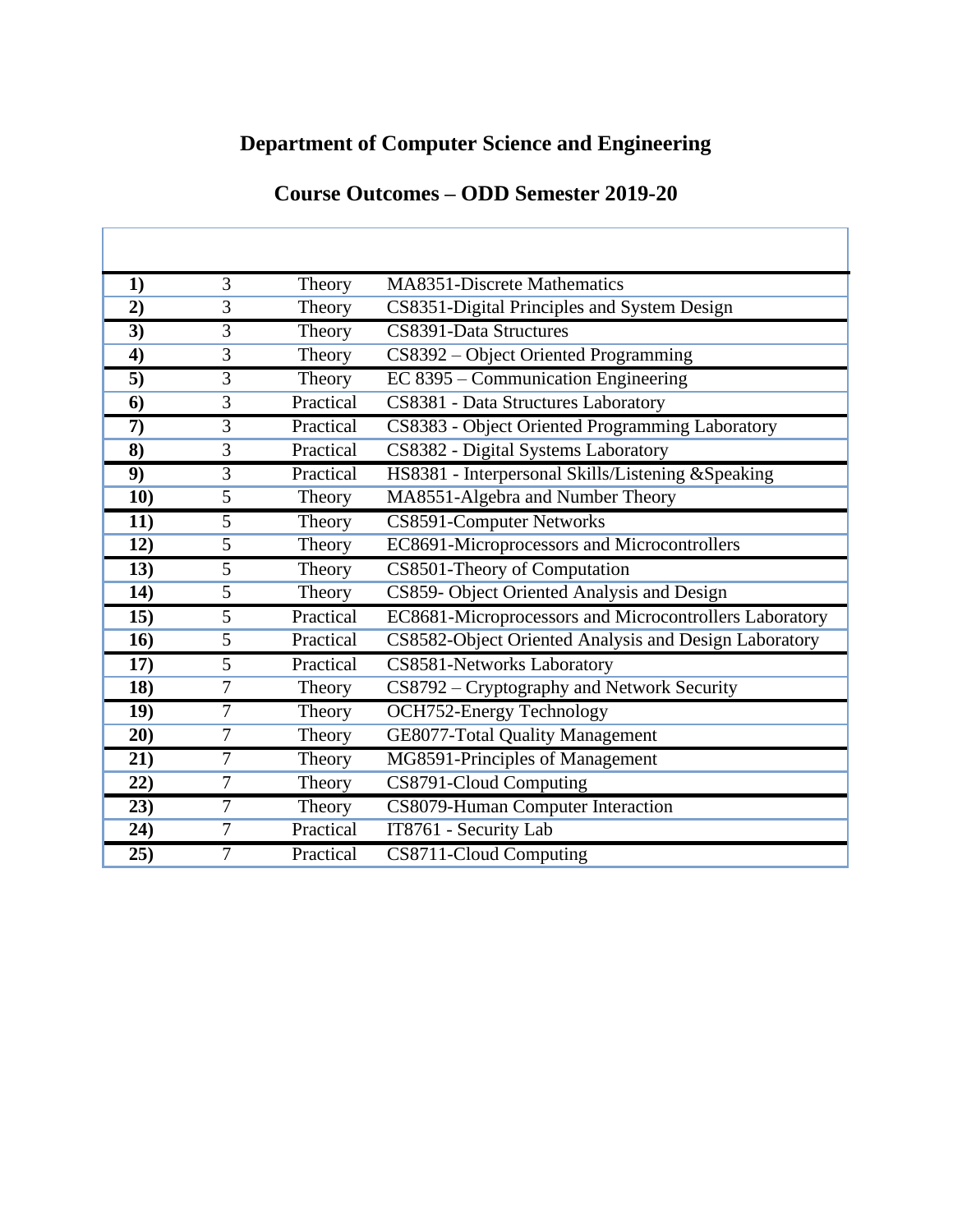# Department of Computer Science and Engineering

## Course Outcomes – ODD Semester 2019-20

| | | | |
|---|---|---|---|
| **1)** | 3 | Theory | MA8351-Discrete Mathematics |
| **2)** | 3 | Theory | CS8351-Digital Principles and System Design |
| **3)** | 3 | Theory | CS8391-Data Structures |
| **4)** | 3 | Theory | CS8392 – Object Oriented Programming |
| **5)** | 3 | Theory | EC 8395 – Communication Engineering |
| **6)** | 3 | Practical | CS8381 - Data Structures Laboratory |
| **7)** | 3 | Practical | CS8383 - Object Oriented Programming Laboratory |
| **8)** | 3 | Practical | CS8382 - Digital Systems Laboratory |
| **9)** | 3 | Practical | HS8381 - Interpersonal Skills/Listening &Speaking |
| **10)** | 5 | Theory | MA8551-Algebra and Number Theory |
| **11)** | 5 | Theory | CS8591-Computer Networks |
| **12)** | 5 | Theory | EC8691-Microprocessors and Microcontrollers |
| **13)** | 5 | Theory | CS8501-Theory of Computation |
| **14)** | 5 | Theory | CS859- Object Oriented Analysis and Design |
| **15)** | 5 | Practical | EC8681-Microprocessors and Microcontrollers Laboratory |
| **16)** | 5 | Practical | CS8582-Object Oriented Analysis and Design Laboratory |
| **17)** | 5 | Practical | CS8581-Networks Laboratory |
| **18)** | 7 | Theory | CS8792 – Cryptography and Network Security |
| **19)** | 7 | Theory | OCH752-Energy Technology |
| **20)** | 7 | Theory | GE8077-Total Quality Management |
| **21)** | 7 | Theory | MG8591-Principles of Management |
| **22)** | 7 | Theory | CS8791-Cloud Computing |
| **23)** | 7 | Theory | CS8079-Human Computer Interaction |
| **24)** | 7 | Practical | IT8761 - Security Lab |
| **25)** | 7 | Practical | CS8711-Cloud Computing |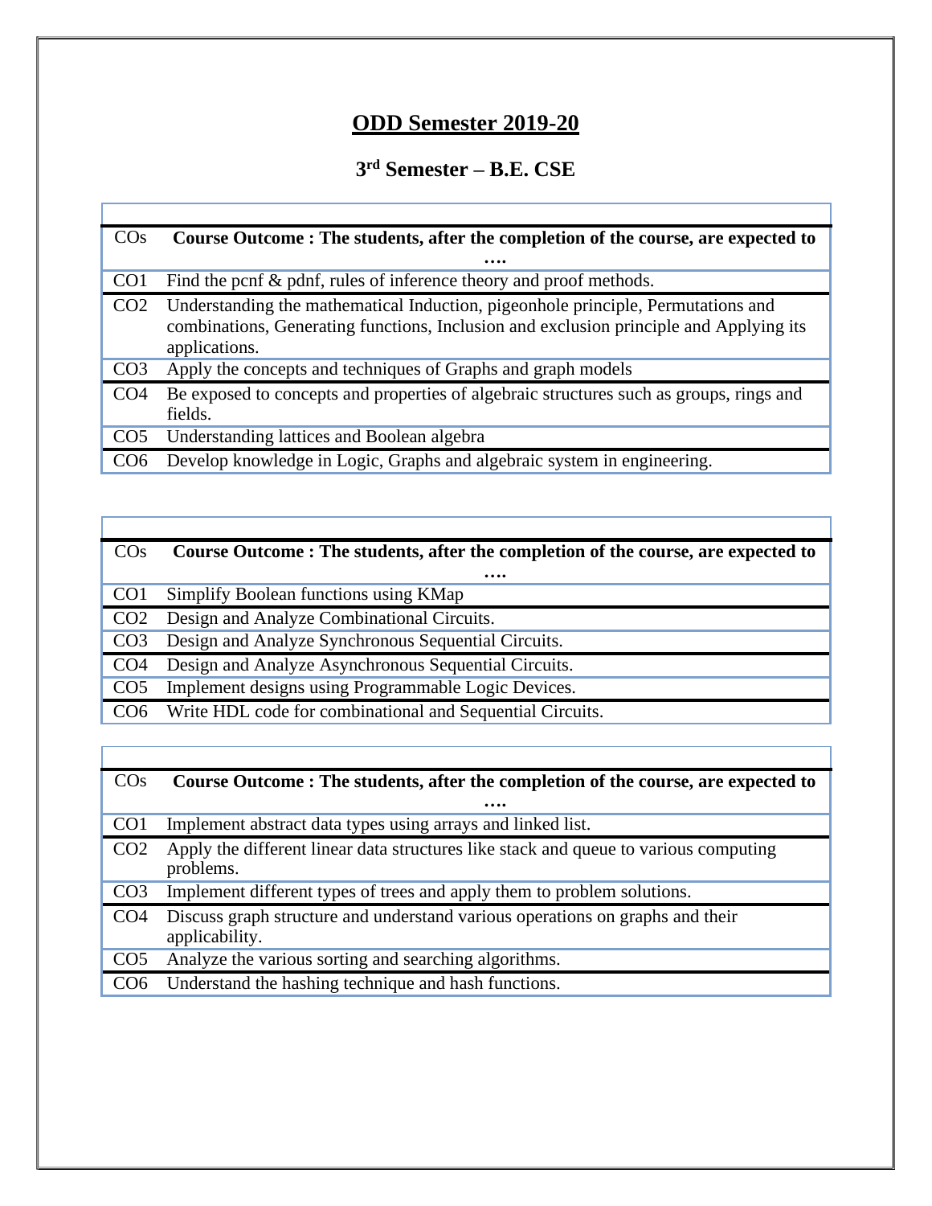## ODD Semester 2019-20

### 3rd Semester – B.E. CSE

| COs | Course Outcome : The students, after the completion of the course, are expected to …. |
|---|---|
| CO1 | Find the pcnf & pdnf, rules of inference theory and proof methods. |
| CO2 | Understanding the mathematical Induction, pigeonhole principle, Permutations and combinations, Generating functions, Inclusion and exclusion principle and Applying its applications. |
| CO3 | Apply the concepts and techniques of Graphs and graph models |
| CO4 | Be exposed to concepts and properties of algebraic structures such as groups, rings and fields. |
| CO5 | Understanding lattices and Boolean algebra |
| CO6 | Develop knowledge in Logic, Graphs and algebraic system in engineering. |

| COs | Course Outcome : The students, after the completion of the course, are expected to …. |
|---|---|
| CO1 | Simplify Boolean functions using KMap |
| CO2 | Design and Analyze Combinational Circuits. |
| CO3 | Design and Analyze Synchronous Sequential Circuits. |
| CO4 | Design and Analyze Asynchronous Sequential Circuits. |
| CO5 | Implement designs using Programmable Logic Devices. |
| CO6 | Write HDL code for combinational and Sequential Circuits. |

| COs | Course Outcome : The students, after the completion of the course, are expected to …. |
|---|---|
| CO1 | Implement abstract data types using arrays and linked list. |
| CO2 | Apply the different linear data structures like stack and queue to various computing problems. |
| CO3 | Implement different types of trees and apply them to problem solutions. |
| CO4 | Discuss graph structure and understand various operations on graphs and their applicability. |
| CO5 | Analyze the various sorting and searching algorithms. |
| CO6 | Understand the hashing technique and hash functions. |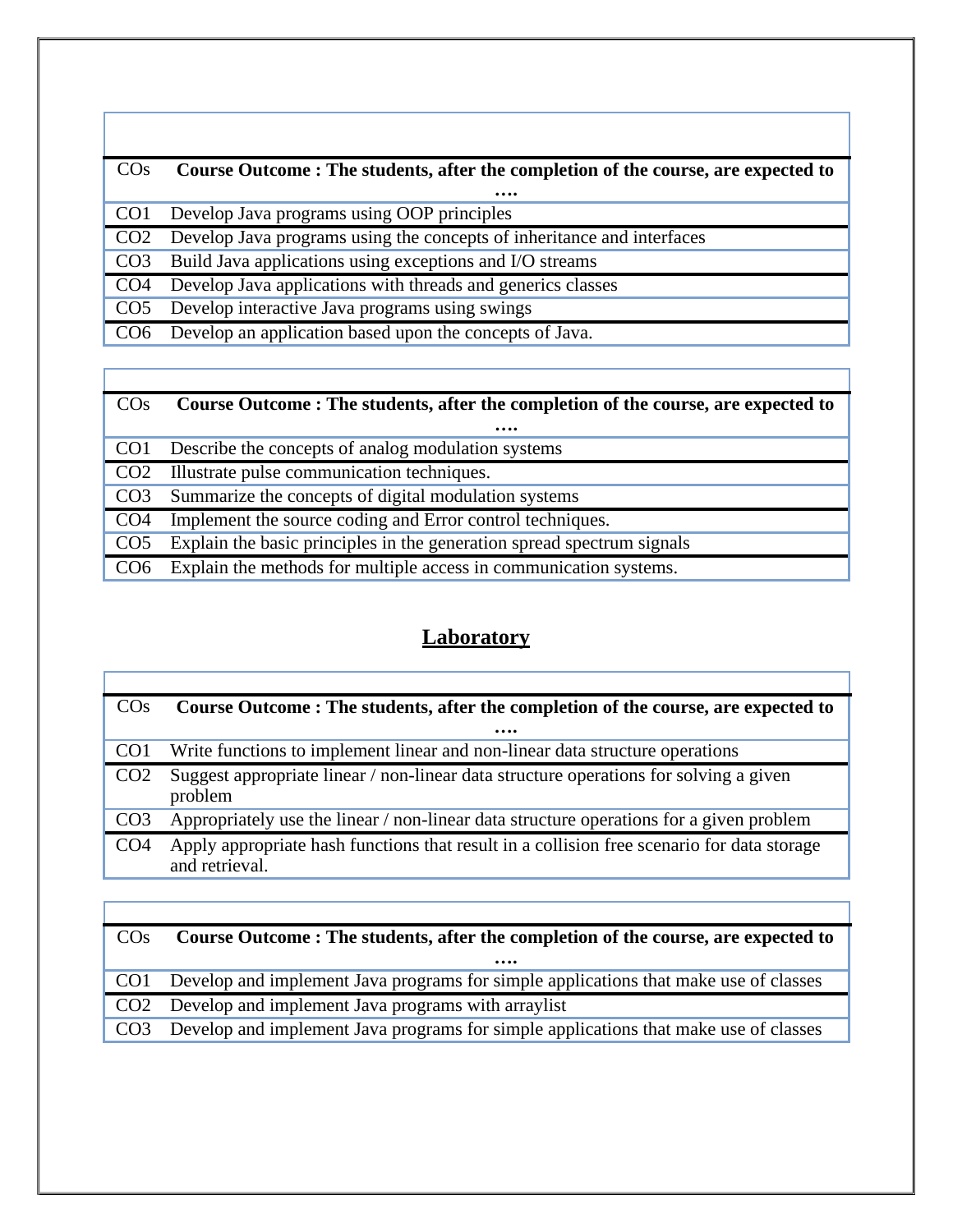| COs | Course Outcome : The students, after the completion of the course, are expected to …. |
|---|---|
| CO1 | Develop Java programs using OOP principles |
| CO2 | Develop Java programs using the concepts of inheritance and interfaces |
| CO3 | Build Java applications using exceptions and I/O streams |
| CO4 | Develop Java applications with threads and generics classes |
| CO5 | Develop interactive Java programs using swings |
| CO6 | Develop an application based upon the concepts of Java. |

| COs | Course Outcome : The students, after the completion of the course, are expected to …. |
|---|---|
| CO1 | Describe the concepts of analog modulation systems |
| CO2 | Illustrate pulse communication techniques. |
| CO3 | Summarize the concepts of digital modulation systems |
| CO4 | Implement the source coding and Error control techniques. |
| CO5 | Explain the basic principles in the generation spread spectrum signals |
| CO6 | Explain the methods for multiple access in communication systems. |

## Laboratory

| COs | Course Outcome : The students, after the completion of the course, are expected to …. |
|---|---|
| CO1 | Write functions to implement linear and non-linear data structure operations |
| CO2 | Suggest appropriate linear / non-linear data structure operations for solving a given problem |
| CO3 | Appropriately use the linear / non-linear data structure operations for a given problem |
| CO4 | Apply appropriate hash functions that result in a collision free scenario for data storage and retrieval. |

| COs | Course Outcome : The students, after the completion of the course, are expected to …. |
|---|---|
| CO1 | Develop and implement Java programs for simple applications that make use of classes |
| CO2 | Develop and implement Java programs with arraylist |
| CO3 | Develop and implement Java programs for simple applications that make use of classes |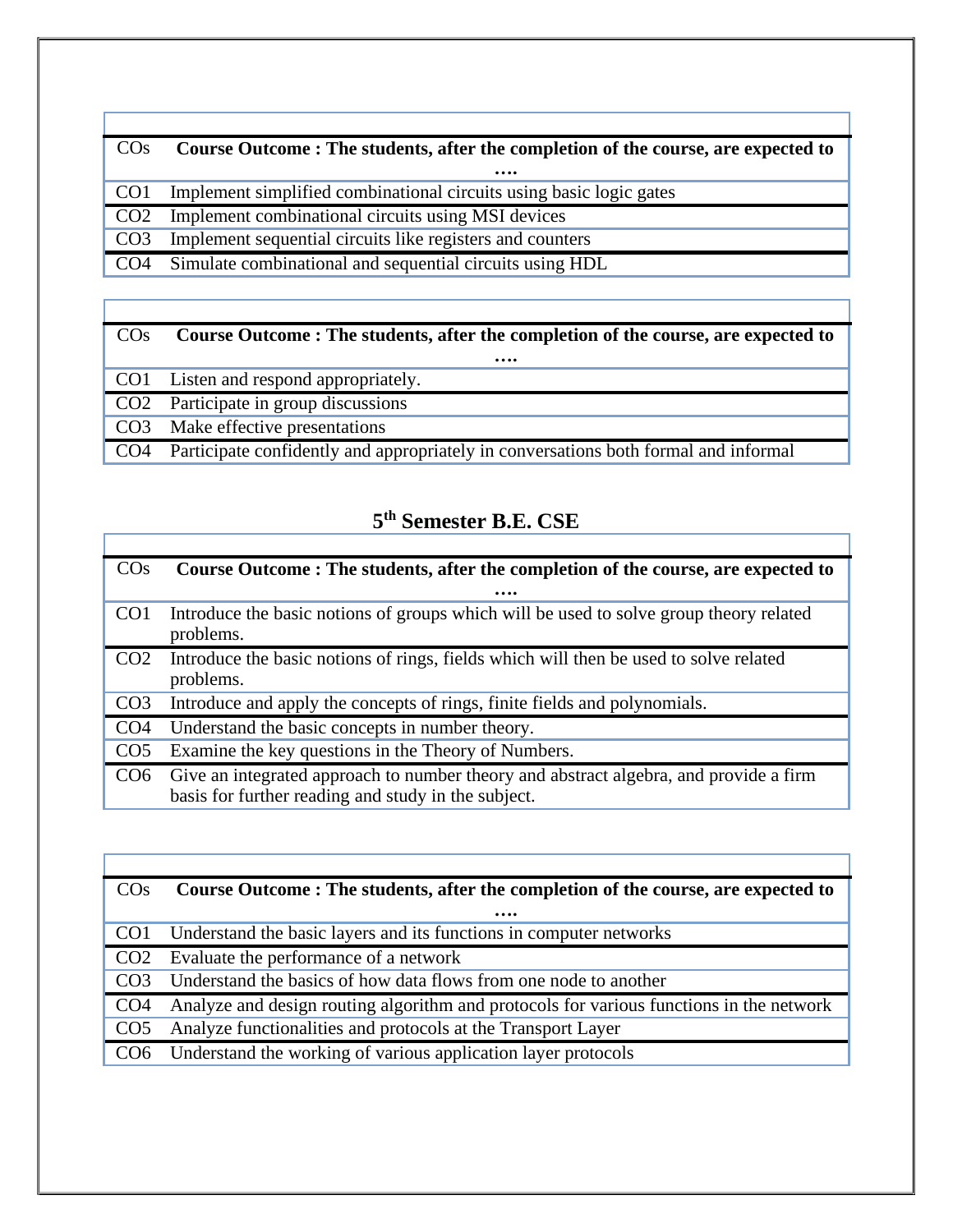| COs | Course Outcome : The students, after the completion of the course, are expected to …. |
|---|---|
| CO1 | Implement simplified combinational circuits using basic logic gates |
| CO2 | Implement combinational circuits using MSI devices |
| CO3 | Implement sequential circuits like registers and counters |
| CO4 | Simulate combinational and sequential circuits using HDL |

| COs | Course Outcome : The students, after the completion of the course, are expected to …. |
|---|---|
| CO1 | Listen and respond appropriately. |
| CO2 | Participate in group discussions |
| CO3 | Make effective presentations |
| CO4 | Participate confidently and appropriately in conversations both formal and informal |

## 5th Semester B.E. CSE

| COs | Course Outcome : The students, after the completion of the course, are expected to …. |
|---|---|
| CO1 | Introduce the basic notions of groups which will be used to solve group theory related problems. |
| CO2 | Introduce the basic notions of rings, fields which will then be used to solve related problems. |
| CO3 | Introduce and apply the concepts of rings, finite fields and polynomials. |
| CO4 | Understand the basic concepts in number theory. |
| CO5 | Examine the key questions in the Theory of Numbers. |
| CO6 | Give an integrated approach to number theory and abstract algebra, and provide a firm basis for further reading and study in the subject. |

| COs | Course Outcome : The students, after the completion of the course, are expected to …. |
|---|---|
| CO1 | Understand the basic layers and its functions in computer networks |
| CO2 | Evaluate the performance of a network |
| CO3 | Understand the basics of how data flows from one node to another |
| CO4 | Analyze and design routing algorithm and protocols for various functions in the network |
| CO5 | Analyze functionalities and protocols at the Transport Layer |
| CO6 | Understand the working of various application layer protocols |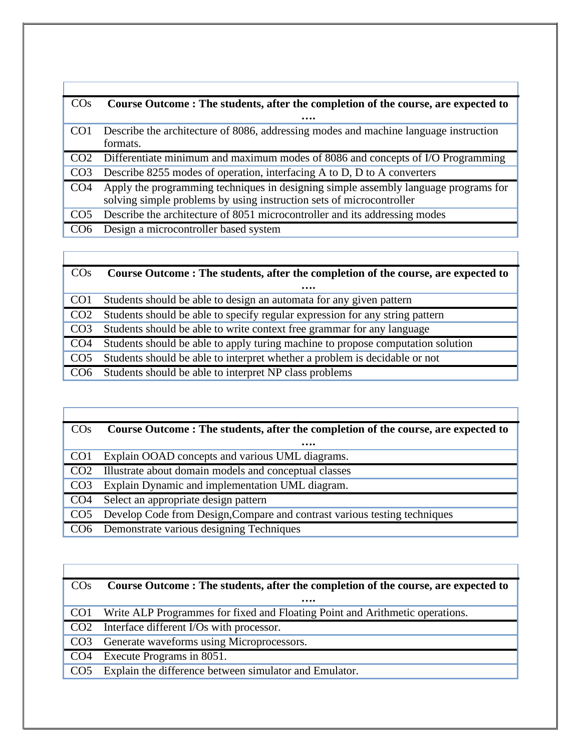| COs | **Course Outcome : The students, after the completion of the course, are expected to ….** |
|---|---|
| CO1 | Describe the architecture of 8086, addressing modes and machine language instruction formats. |
| CO2 | Differentiate minimum and maximum modes of 8086 and concepts of I/O Programming |
| CO3 | Describe 8255 modes of operation, interfacing A to D, D to A converters |
| CO4 | Apply the programming techniques in designing simple assembly language programs for solving simple problems by using instruction sets of microcontroller |
| CO5 | Describe the architecture of 8051 microcontroller and its addressing modes |
| CO6 | Design a microcontroller based system |

| COs | **Course Outcome : The students, after the completion of the course, are expected to ….** |
|---|---|
| CO1 | Students should be able to design an automata for any given pattern |
| CO2 | Students should be able to specify regular expression for any string pattern |
| CO3 | Students should be able to write context free grammar for any language |
| CO4 | Students should be able to apply turing machine to propose computation solution |
| CO5 | Students should be able to interpret whether a problem is decidable or not |
| CO6 | Students should be able to interpret NP class problems |

| COs | **Course Outcome : The students, after the completion of the course, are expected to ….** |
|---|---|
| CO1 | Explain OOAD concepts and various UML diagrams. |
| CO2 | Illustrate about domain models and conceptual classes |
| CO3 | Explain Dynamic and implementation UML diagram. |
| CO4 | Select an appropriate design pattern |
| CO5 | Develop Code from Design,Compare and contrast various testing techniques |
| CO6 | Demonstrate various designing Techniques |

| COs | **Course Outcome : The students, after the completion of the course, are expected to ….** |
|---|---|
| CO1 | Write ALP Programmes for fixed and Floating Point and Arithmetic operations. |
| CO2 | Interface different I/Os with processor. |
| CO3 | Generate waveforms using Microprocessors. |
| CO4 | Execute Programs in 8051. |
| CO5 | Explain the difference between simulator and Emulator. |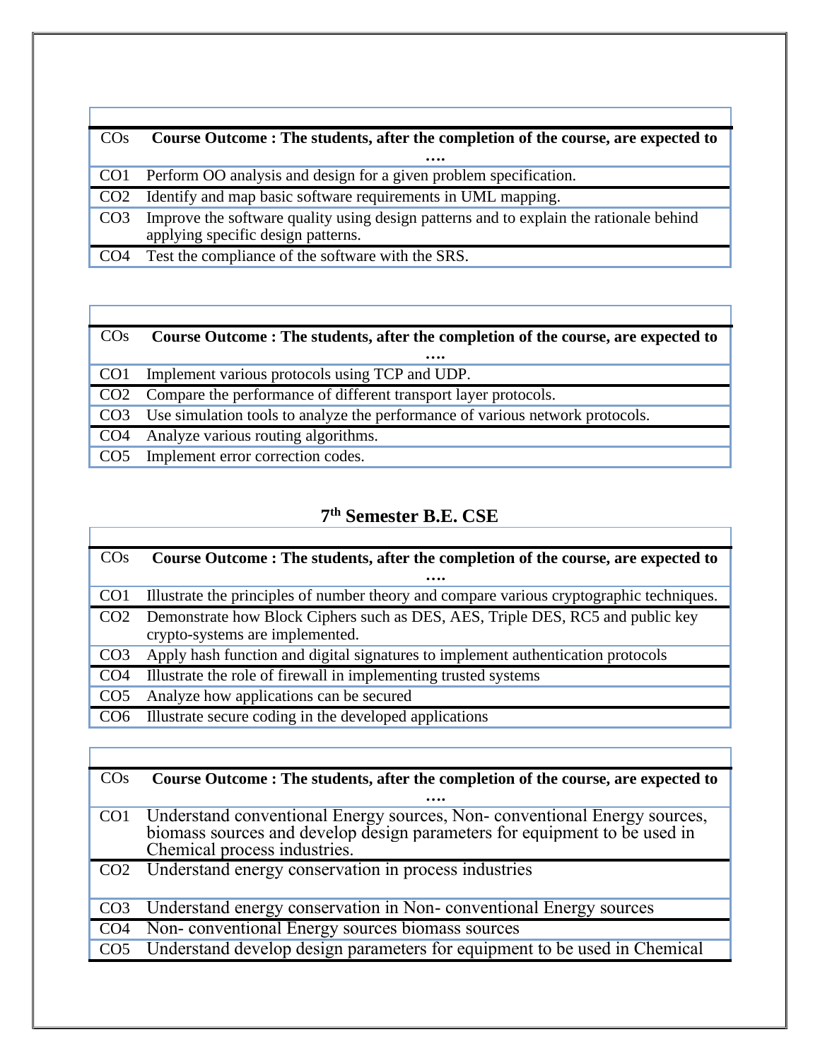| COs | Course Outcome : The students, after the completion of the course, are expected to …. |
|---|---|
| CO1 | Perform OO analysis and design for a given problem specification. |
| CO2 | Identify and map basic software requirements in UML mapping. |
| CO3 | Improve the software quality using design patterns and to explain the rationale behind applying specific design patterns. |
| CO4 | Test the compliance of the software with the SRS. |

| COs | Course Outcome : The students, after the completion of the course, are expected to …. |
|---|---|
| CO1 | Implement various protocols using TCP and UDP. |
| CO2 | Compare the performance of different transport layer protocols. |
| CO3 | Use simulation tools to analyze the performance of various network protocols. |
| CO4 | Analyze various routing algorithms. |
| CO5 | Implement error correction codes. |

## 7th Semester B.E. CSE

| COs | Course Outcome : The students, after the completion of the course, are expected to …. |
|---|---|
| CO1 | Illustrate the principles of number theory and compare various cryptographic techniques. |
| CO2 | Demonstrate how Block Ciphers such as DES, AES, Triple DES, RC5 and public key crypto-systems are implemented. |
| CO3 | Apply hash function and digital signatures to implement authentication protocols |
| CO4 | Illustrate the role of firewall in implementing trusted systems |
| CO5 | Analyze how applications can be secured |
| CO6 | Illustrate secure coding in the developed applications |

| COs | Course Outcome : The students, after the completion of the course, are expected to …. |
|---|---|
| CO1 | Understand conventional Energy sources, Non- conventional Energy sources, biomass sources and develop design parameters for equipment to be used in Chemical process industries. |
| CO2 | Understand energy conservation in process industries |
| CO3 | Understand energy conservation in Non- conventional Energy sources |
| CO4 | Non- conventional Energy sources biomass sources |
| CO5 | Understand develop design parameters for equipment to be used in Chemical |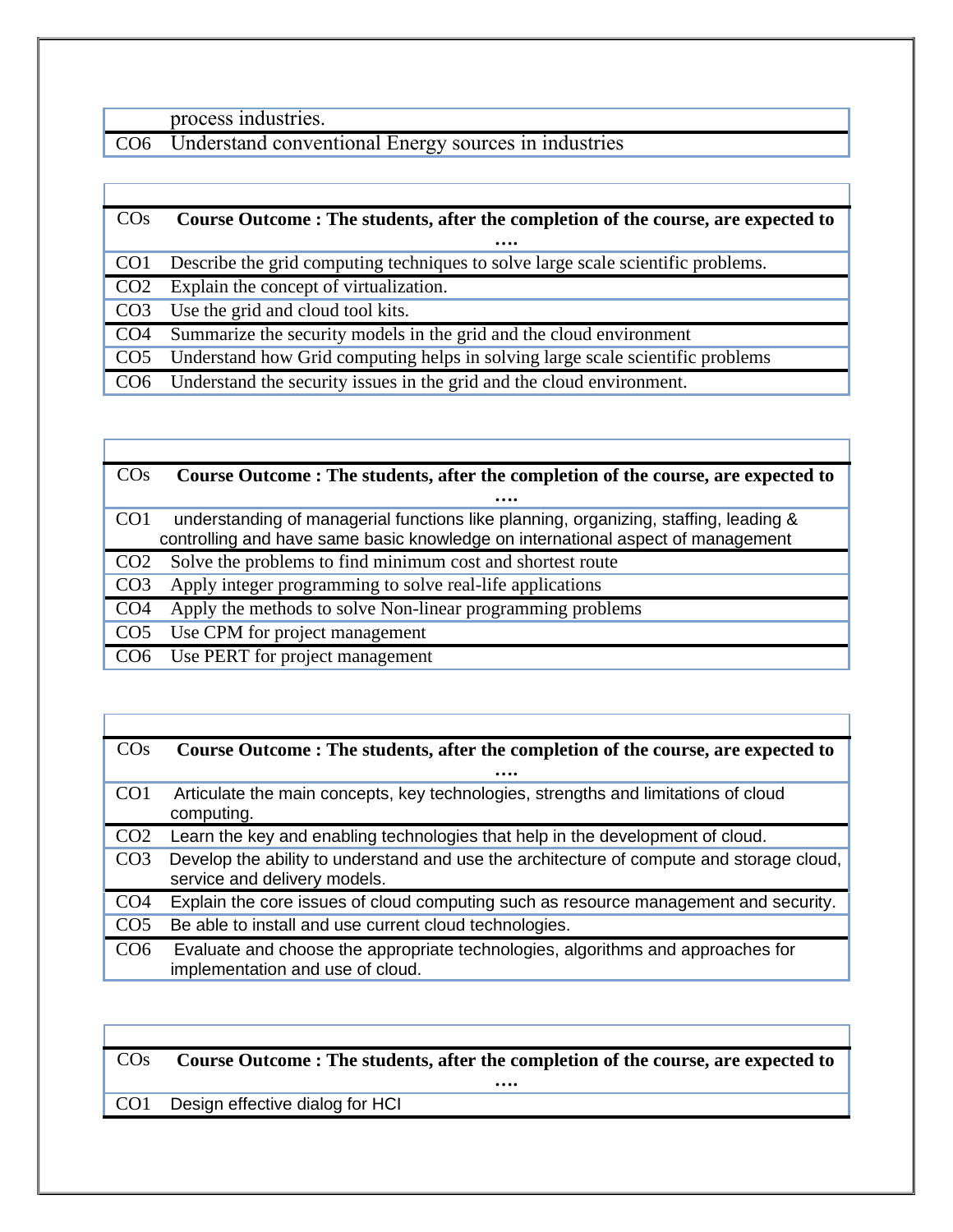| | |
|---|---|
| | process industries. |
| CO6 | Understand conventional Energy sources in industries |

| COs | **Course Outcome : The students, after the completion of the course, are expected to ….** |
|---|---|
| CO1 | Describe the grid computing techniques to solve large scale scientific problems. |
| CO2 | Explain the concept of virtualization. |
| CO3 | Use the grid and cloud tool kits. |
| CO4 | Summarize the security models in the grid and the cloud environment |
| CO5 | Understand how Grid computing helps in solving large scale scientific problems |
| CO6 | Understand the security issues in the grid and the cloud environment. |

| COs | **Course Outcome : The students, after the completion of the course, are expected to ….** |
|---|---|
| CO1 | understanding of managerial functions like planning, organizing, staffing, leading & controlling and have same basic knowledge on international aspect of management |
| CO2 | Solve the problems to find minimum cost and shortest route |
| CO3 | Apply integer programming to solve real-life applications |
| CO4 | Apply the methods to solve Non-linear programming problems |
| CO5 | Use CPM for project management |
| CO6 | Use PERT for project management |

| COs | **Course Outcome : The students, after the completion of the course, are expected to ….** |
|---|---|
| CO1 | Articulate the main concepts, key technologies, strengths and limitations of cloud computing. |
| CO2 | Learn the key and enabling technologies that help in the development of cloud. |
| CO3 | Develop the ability to understand and use the architecture of compute and storage cloud, service and delivery models. |
| CO4 | Explain the core issues of cloud computing such as resource management and security. |
| CO5 | Be able to install and use current cloud technologies. |
| CO6 | Evaluate and choose the appropriate technologies, algorithms and approaches for implementation and use of cloud. |

| COs | **Course Outcome : The students, after the completion of the course, are expected to ….** |
|---|---|
| CO1 | Design effective dialog for HCI |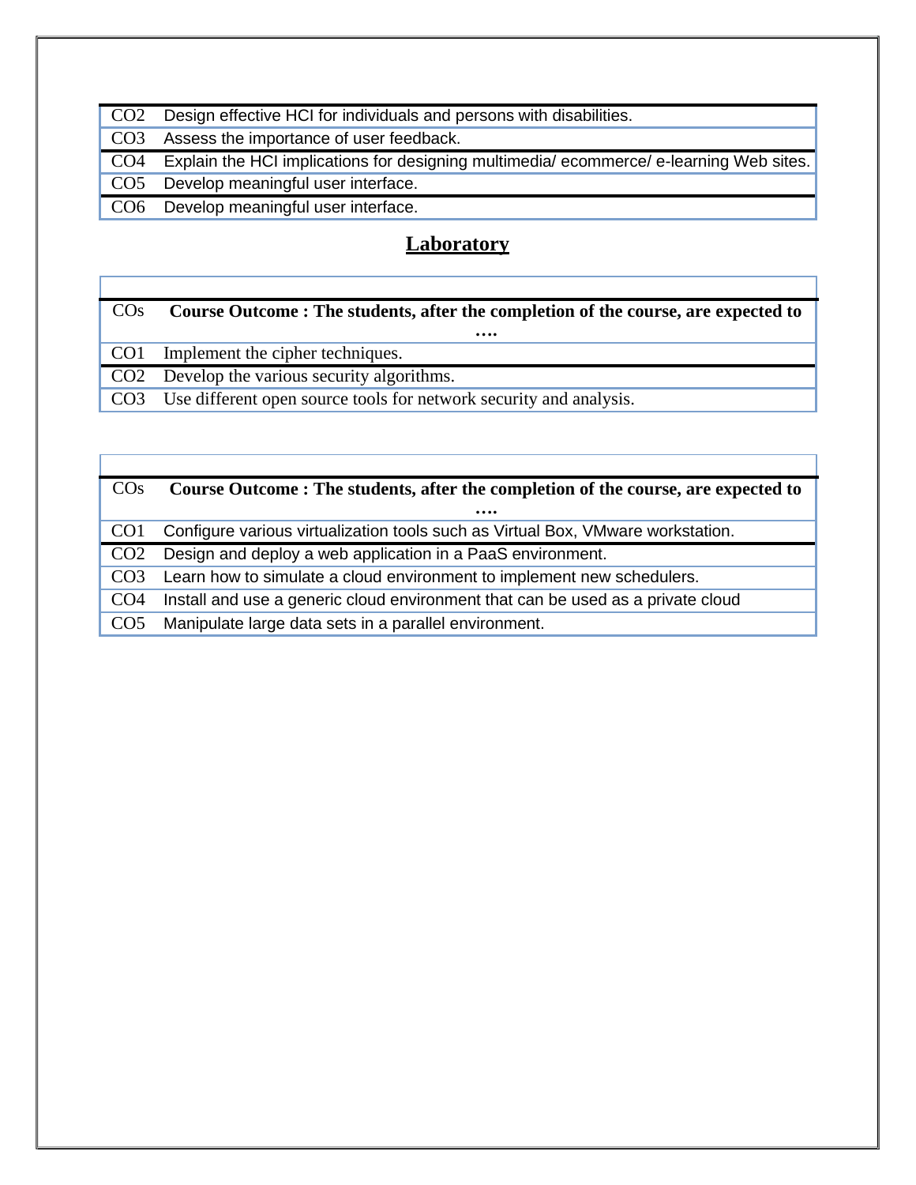| CO2 | Design effective HCI for individuals and persons with disabilities. |
|---|---|
| CO3 | Assess the importance of user feedback. |
| CO4 | Explain the HCI implications for designing multimedia/ ecommerce/ e-learning Web sites. |
| CO5 | Develop meaningful user interface. |
| CO6 | Develop meaningful user interface. |

## Laboratory

| COs | **Course Outcome : The students, after the completion of the course, are expected to ….** |
|---|---|
| CO1 | Implement the cipher techniques. |
| CO2 | Develop the various security algorithms. |
| CO3 | Use different open source tools for network security and analysis. |

| COs | **Course Outcome : The students, after the completion of the course, are expected to ….** |
|---|---|
| CO1 | Configure various virtualization tools such as Virtual Box, VMware workstation. |
| CO2 | Design and deploy a web application in a PaaS environment. |
| CO3 | Learn how to simulate a cloud environment to implement new schedulers. |
| CO4 | Install and use a generic cloud environment that can be used as a private cloud |
| CO5 | Manipulate large data sets in a parallel environment. |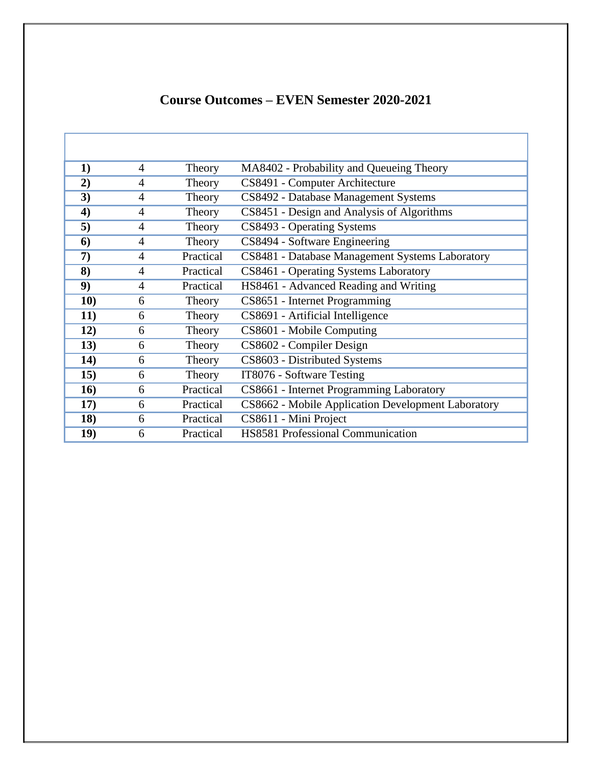# Course Outcomes – EVEN Semester 2020-2021

| | | | |
|---|---|---|---|
| **1)** | 4 | Theory | MA8402 - Probability and Queueing Theory |
| **2)** | 4 | Theory | CS8491 - Computer Architecture |
| **3)** | 4 | Theory | CS8492 - Database Management Systems |
| **4)** | 4 | Theory | CS8451 - Design and Analysis of Algorithms |
| **5)** | 4 | Theory | CS8493 - Operating Systems |
| **6)** | 4 | Theory | CS8494 - Software Engineering |
| **7)** | 4 | Practical | CS8481 - Database Management Systems Laboratory |
| **8)** | 4 | Practical | CS8461 - Operating Systems Laboratory |
| **9)** | 4 | Practical | HS8461 - Advanced Reading and Writing |
| **10)** | 6 | Theory | CS8651 - Internet Programming |
| **11)** | 6 | Theory | CS8691 - Artificial Intelligence |
| **12)** | 6 | Theory | CS8601 - Mobile Computing |
| **13)** | 6 | Theory | CS8602 - Compiler Design |
| **14)** | 6 | Theory | CS8603 - Distributed Systems |
| **15)** | 6 | Theory | IT8076 - Software Testing |
| **16)** | 6 | Practical | CS8661 - Internet Programming Laboratory |
| **17)** | 6 | Practical | CS8662 - Mobile Application Development Laboratory |
| **18)** | 6 | Practical | CS8611 - Mini Project |
| **19)** | 6 | Practical | HS8581 Professional Communication |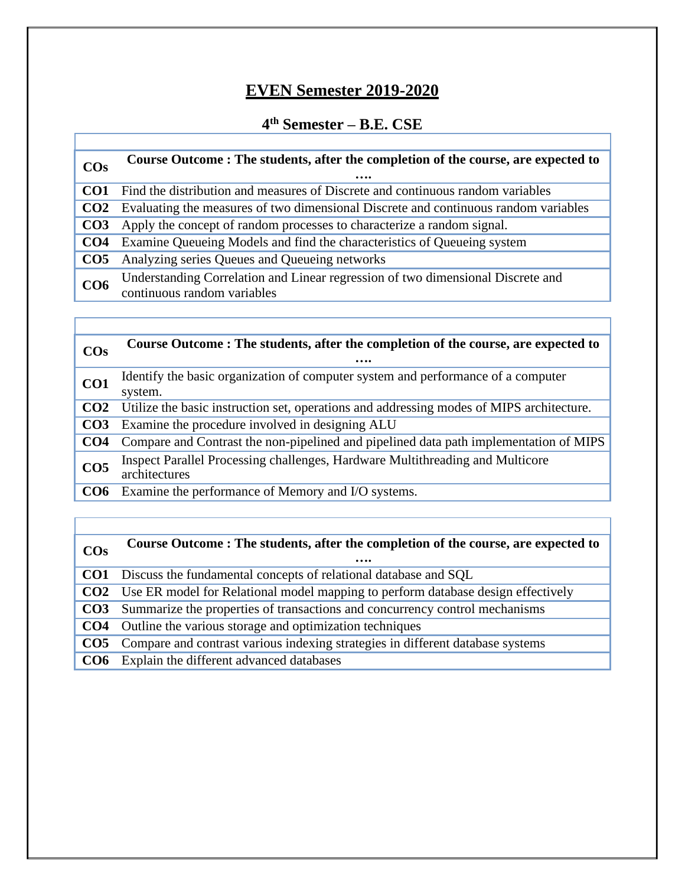## EVEN Semester 2019-2020

### 4th Semester – B.E. CSE

| COs | Course Outcome : The students, after the completion of the course, are expected to …. |
|---|---|
| CO1 | Find the distribution and measures of Discrete and continuous random variables |
| CO2 | Evaluating the measures of two dimensional Discrete and continuous random variables |
| CO3 | Apply the concept of random processes to characterize a random signal. |
| CO4 | Examine Queueing Models and find the characteristics of Queueing system |
| CO5 | Analyzing series Queues and Queueing networks |
| CO6 | Understanding Correlation and Linear regression of two dimensional Discrete and continuous random variables |

| COs | Course Outcome : The students, after the completion of the course, are expected to …. |
|---|---|
| CO1 | Identify the basic organization of computer system and performance of a computer system. |
| CO2 | Utilize the basic instruction set, operations and addressing modes of MIPS architecture. |
| CO3 | Examine the procedure involved in designing ALU |
| CO4 | Compare and Contrast the non-pipelined and pipelined data path implementation of MIPS |
| CO5 | Inspect Parallel Processing challenges, Hardware Multithreading and Multicore architectures |
| CO6 | Examine the performance of Memory and I/O systems. |

| COs | Course Outcome : The students, after the completion of the course, are expected to …. |
|---|---|
| CO1 | Discuss the fundamental concepts of relational database and SQL |
| CO2 | Use ER model for Relational model mapping to perform database design effectively |
| CO3 | Summarize the properties of transactions and concurrency control mechanisms |
| CO4 | Outline the various storage and optimization techniques |
| CO5 | Compare and contrast various indexing strategies in different database systems |
| CO6 | Explain the different advanced databases |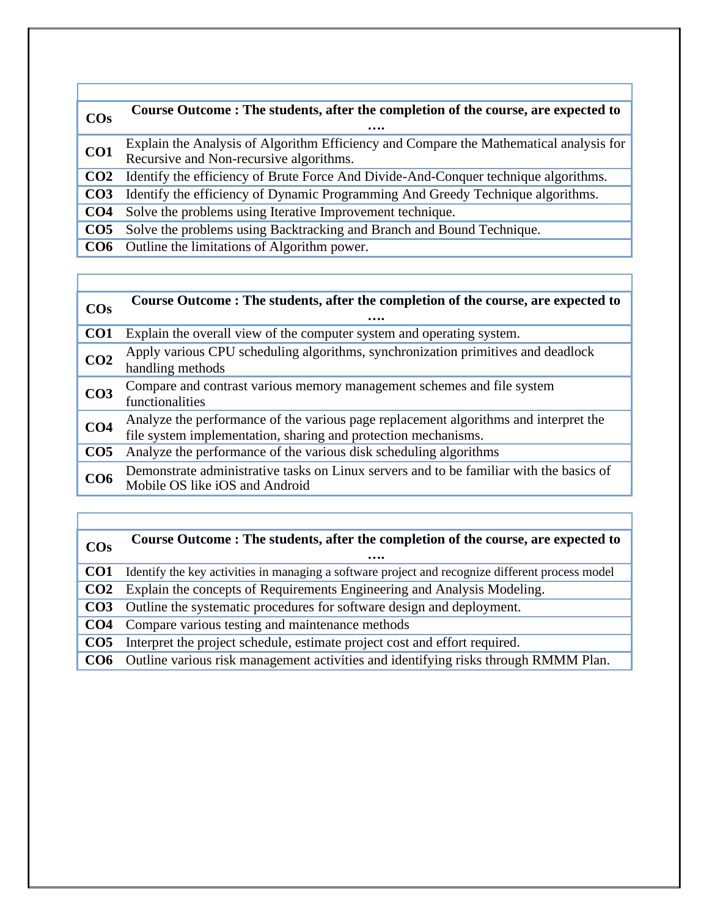| COs | Course Outcome : The students, after the completion of the course, are expected to …. |
|---|---|
| CO1 | Explain the Analysis of Algorithm Efficiency and Compare the Mathematical analysis for Recursive and Non-recursive algorithms. |
| CO2 | Identify the efficiency of Brute Force And Divide-And-Conquer technique algorithms. |
| CO3 | Identify the efficiency of Dynamic Programming And Greedy Technique algorithms. |
| CO4 | Solve the problems using Iterative Improvement technique. |
| CO5 | Solve the problems using Backtracking and Branch and Bound Technique. |
| CO6 | Outline the limitations of Algorithm power. |

| COs | Course Outcome : The students, after the completion of the course, are expected to …. |
|---|---|
| CO1 | Explain the overall view of the computer system and operating system. |
| CO2 | Apply various CPU scheduling algorithms, synchronization primitives and deadlock handling methods |
| CO3 | Compare and contrast various memory management schemes and file system functionalities |
| CO4 | Analyze the performance of the various page replacement algorithms and interpret the file system implementation, sharing and protection mechanisms. |
| CO5 | Analyze the performance of the various disk scheduling algorithms |
| CO6 | Demonstrate administrative tasks on Linux servers and to be familiar with the basics of Mobile OS like iOS and Android |

| COs | Course Outcome : The students, after the completion of the course, are expected to …. |
|---|---|
| CO1 | Identify the key activities in managing a software project and recognize different process model |
| CO2 | Explain the concepts of Requirements Engineering and Analysis Modeling. |
| CO3 | Outline the systematic procedures for software design and deployment. |
| CO4 | Compare various testing and maintenance methods |
| CO5 | Interpret the project schedule, estimate project cost and effort required. |
| CO6 | Outline various risk management activities and identifying risks through RMMM Plan. |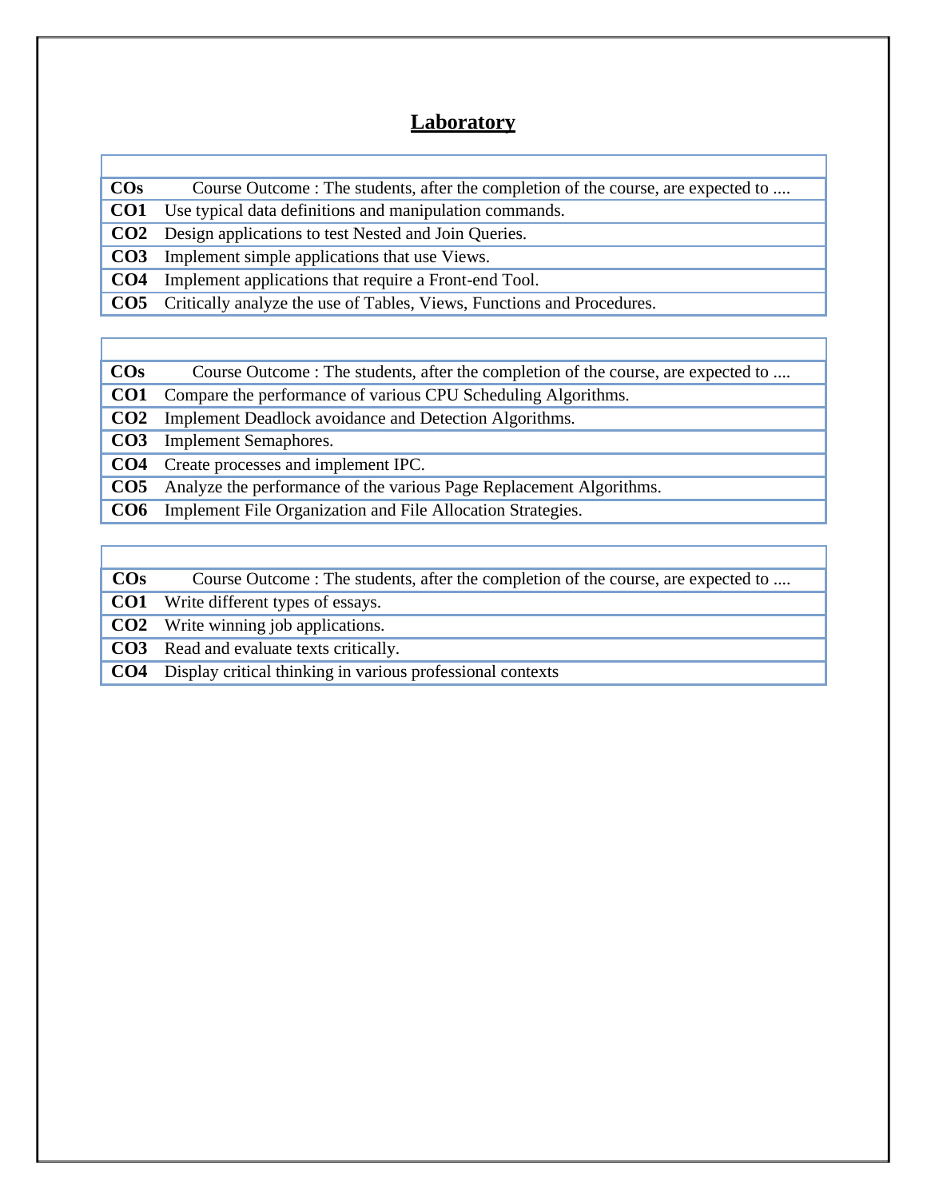## Laboratory

| COs | Course Outcome : The students, after the completion of the course, are expected to .... |
|---|---|
| **CO1** | Use typical data definitions and manipulation commands. |
| **CO2** | Design applications to test Nested and Join Queries. |
| **CO3** | Implement simple applications that use Views. |
| **CO4** | Implement applications that require a Front-end Tool. |
| **CO5** | Critically analyze the use of Tables, Views, Functions and Procedures. |

| COs | Course Outcome : The students, after the completion of the course, are expected to .... |
|---|---|
| **CO1** | Compare the performance of various CPU Scheduling Algorithms. |
| **CO2** | Implement Deadlock avoidance and Detection Algorithms. |
| **CO3** | Implement Semaphores. |
| **CO4** | Create processes and implement IPC. |
| **CO5** | Analyze the performance of the various Page Replacement Algorithms. |
| **CO6** | Implement File Organization and File Allocation Strategies. |

| COs | Course Outcome : The students, after the completion of the course, are expected to .... |
|---|---|
| **CO1** | Write different types of essays. |
| **CO2** | Write winning job applications. |
| **CO3** | Read and evaluate texts critically. |
| **CO4** | Display critical thinking in various professional contexts |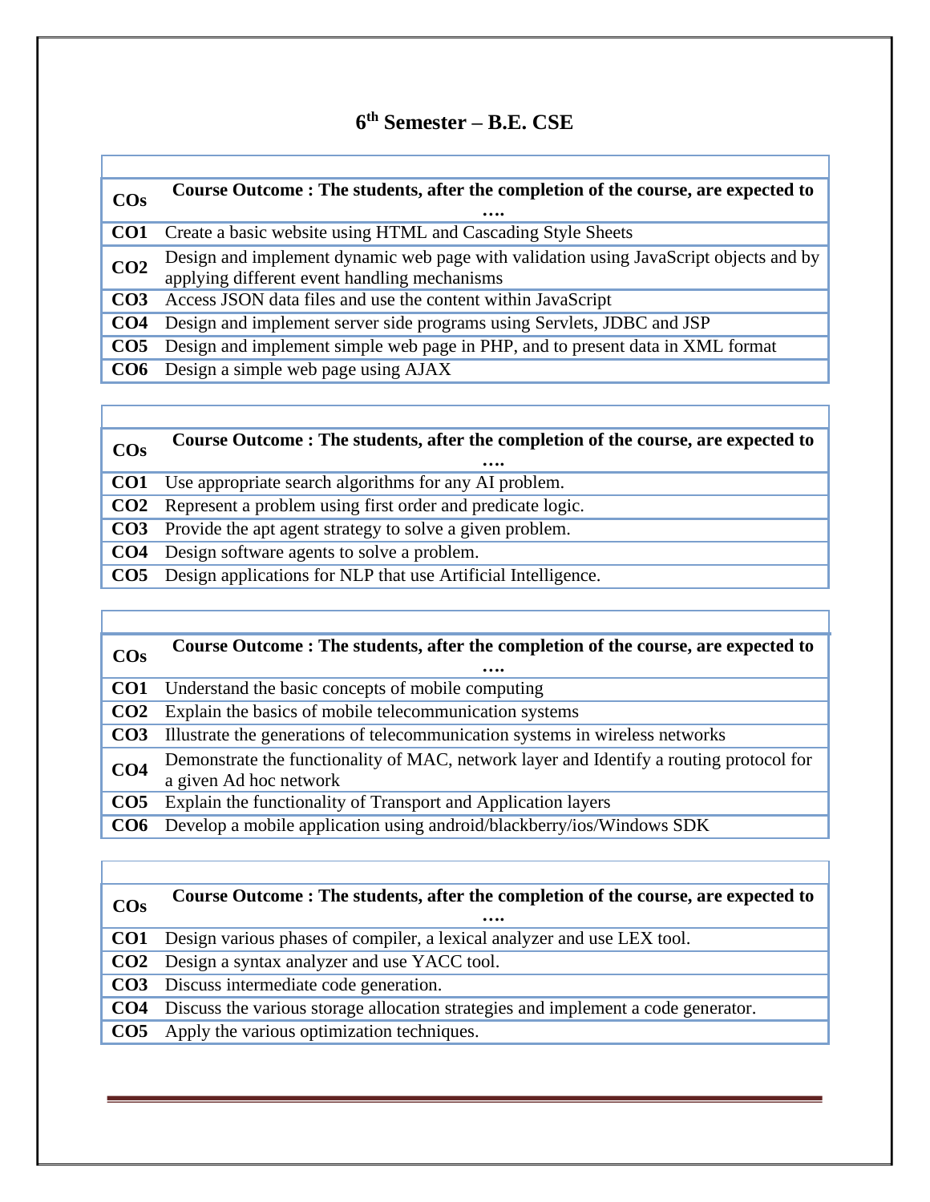## 6th Semester – B.E. CSE

| COs | Course Outcome : The students, after the completion of the course, are expected to …. |
|---|---|
| **CO1** | Create a basic website using HTML and Cascading Style Sheets |
| **CO2** | Design and implement dynamic web page with validation using JavaScript objects and by applying different event handling mechanisms |
| **CO3** | Access JSON data files and use the content within JavaScript |
| **CO4** | Design and implement server side programs using Servlets, JDBC and JSP |
| **CO5** | Design and implement simple web page in PHP, and to present data in XML format |
| **CO6** | Design a simple web page using AJAX |

| COs | Course Outcome : The students, after the completion of the course, are expected to …. |
|---|---|
| **CO1** | Use appropriate search algorithms for any AI problem. |
| **CO2** | Represent a problem using first order and predicate logic. |
| **CO3** | Provide the apt agent strategy to solve a given problem. |
| **CO4** | Design software agents to solve a problem. |
| **CO5** | Design applications for NLP that use Artificial Intelligence. |

| COs | Course Outcome : The students, after the completion of the course, are expected to …. |
|---|---|
| **CO1** | Understand the basic concepts of mobile computing |
| **CO2** | Explain the basics of mobile telecommunication systems |
| **CO3** | Illustrate the generations of telecommunication systems in wireless networks |
| **CO4** | Demonstrate the functionality of MAC, network layer and Identify a routing protocol for a given Ad hoc network |
| **CO5** | Explain the functionality of Transport and Application layers |
| **CO6** | Develop a mobile application using android/blackberry/ios/Windows SDK |

| COs | Course Outcome : The students, after the completion of the course, are expected to …. |
|---|---|
| **CO1** | Design various phases of compiler, a lexical analyzer and use LEX tool. |
| **CO2** | Design a syntax analyzer and use YACC tool. |
| **CO3** | Discuss intermediate code generation. |
| **CO4** | Discuss the various storage allocation strategies and implement a code generator. |
| **CO5** | Apply the various optimization techniques. |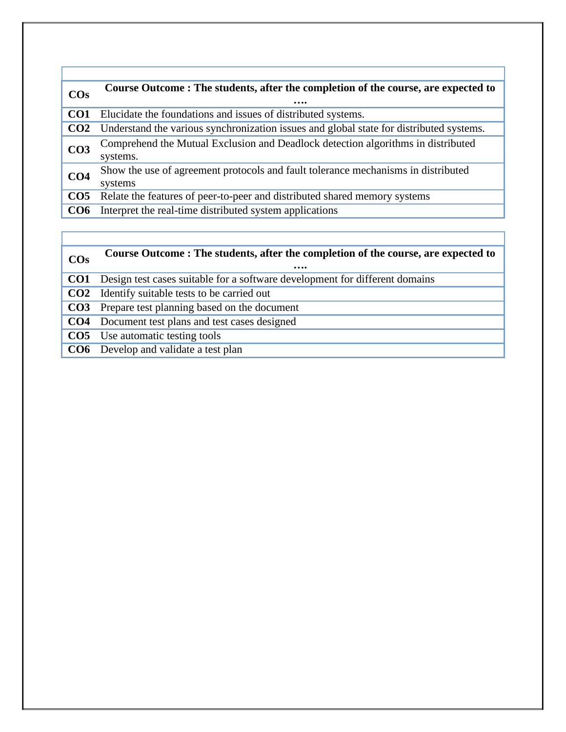| COs | Course Outcome : The students, after the completion of the course, are expected to …. |
|---|---|
| **CO1** | Elucidate the foundations and issues of distributed systems. |
| **CO2** | Understand the various synchronization issues and global state for distributed systems. |
| **CO3** | Comprehend the Mutual Exclusion and Deadlock detection algorithms in distributed systems. |
| **CO4** | Show the use of agreement protocols and fault tolerance mechanisms in distributed systems |
| **CO5** | Relate the features of peer-to-peer and distributed shared memory systems |
| **CO6** | Interpret the real-time distributed system applications |

| COs | Course Outcome : The students, after the completion of the course, are expected to …. |
|---|---|
| **CO1** | Design test cases suitable for a software development for different domains |
| **CO2** | Identify suitable tests to be carried out |
| **CO3** | Prepare test planning based on the document |
| **CO4** | Document test plans and test cases designed |
| **CO5** | Use automatic testing tools |
| **CO6** | Develop and validate a test plan |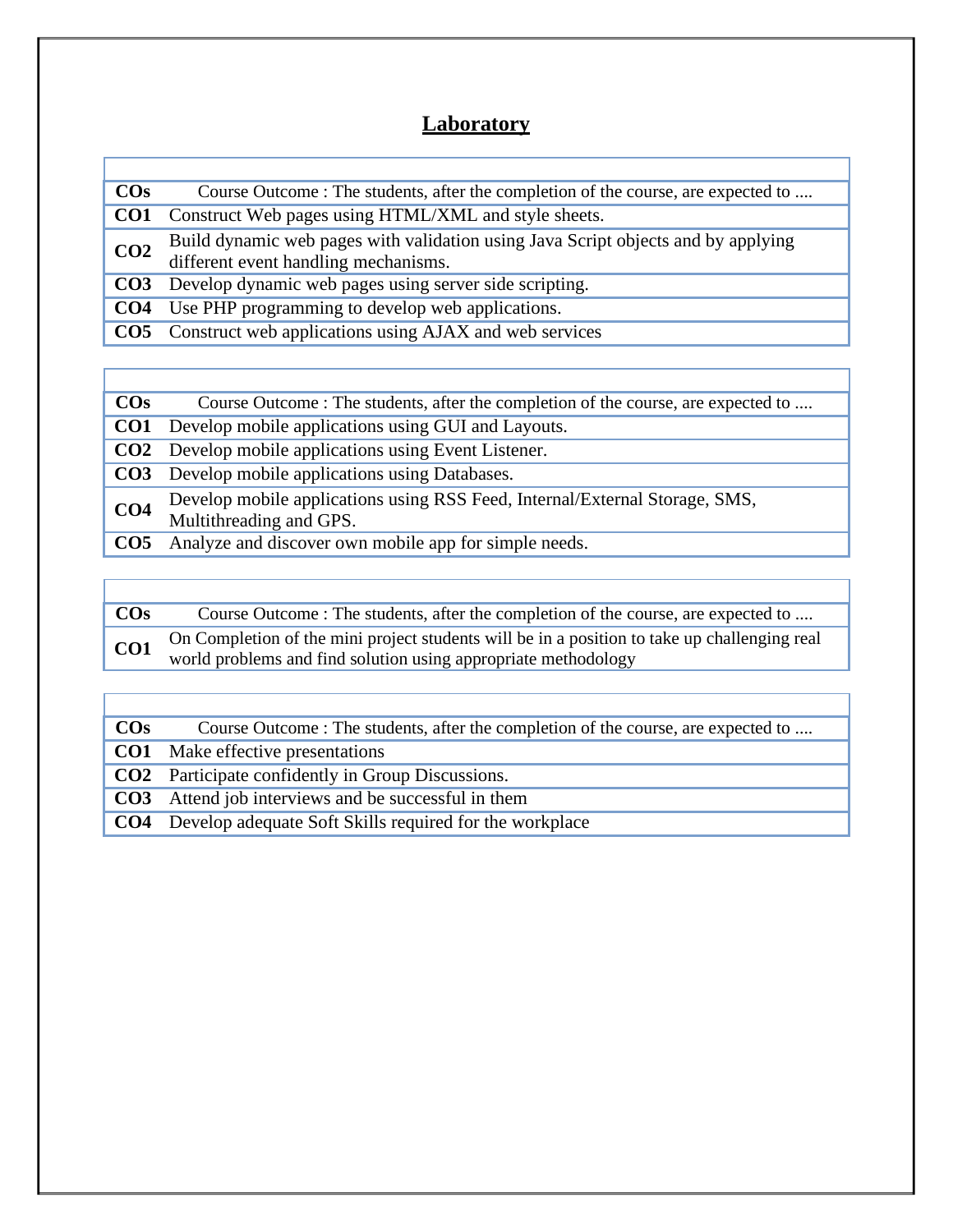# Laboratory

| | |
|---|---|
| **COs** | Course Outcome : The students, after the completion of the course, are expected to .... |
| **CO1** | Construct Web pages using HTML/XML and style sheets. |
| **CO2** | Build dynamic web pages with validation using Java Script objects and by applying different event handling mechanisms. |
| **CO3** | Develop dynamic web pages using server side scripting. |
| **CO4** | Use PHP programming to develop web applications. |
| **CO5** | Construct web applications using AJAX and web services |

| | |
|---|---|
| **COs** | Course Outcome : The students, after the completion of the course, are expected to .... |
| **CO1** | Develop mobile applications using GUI and Layouts. |
| **CO2** | Develop mobile applications using Event Listener. |
| **CO3** | Develop mobile applications using Databases. |
| **CO4** | Develop mobile applications using RSS Feed, Internal/External Storage, SMS, Multithreading and GPS. |
| **CO5** | Analyze and discover own mobile app for simple needs. |

| | |
|---|---|
| **COs** | Course Outcome : The students, after the completion of the course, are expected to .... |
| **CO1** | On Completion of the mini project students will be in a position to take up challenging real world problems and find solution using appropriate methodology |

| | |
|---|---|
| **COs** | Course Outcome : The students, after the completion of the course, are expected to .... |
| **CO1** | Make effective presentations |
| **CO2** | Participate confidently in Group Discussions. |
| **CO3** | Attend job interviews and be successful in them |
| **CO4** | Develop adequate Soft Skills required for the workplace |